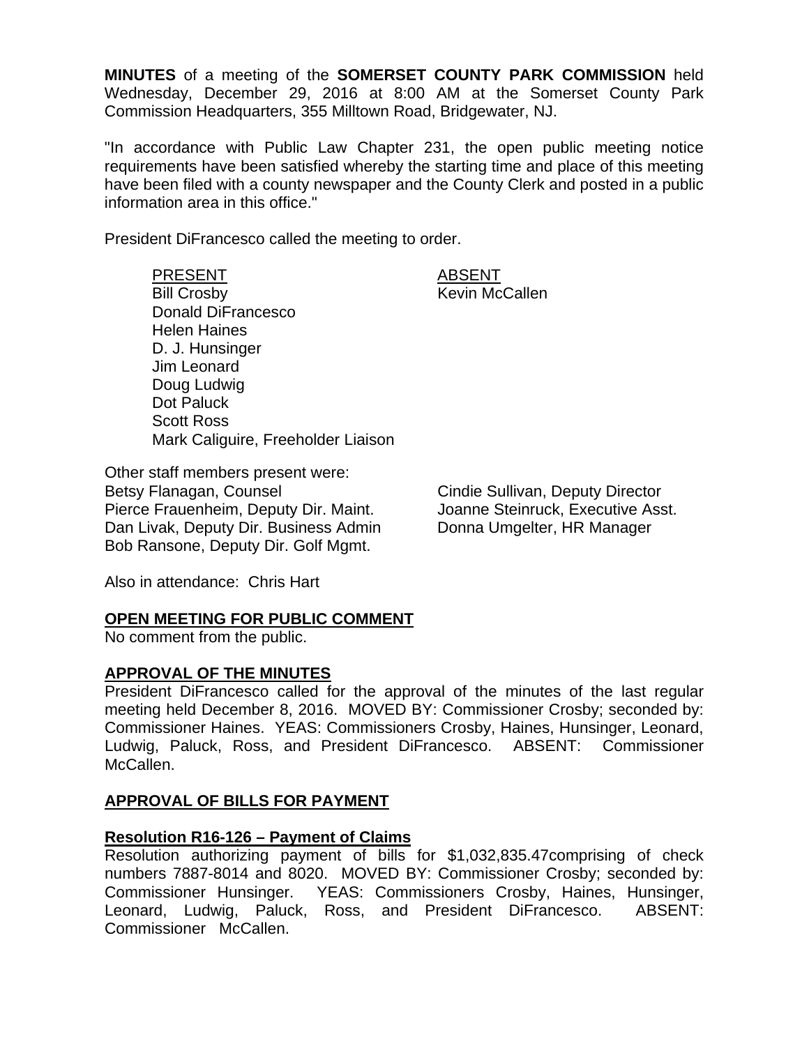**MINUTES** of a meeting of the **SOMERSET COUNTY PARK COMMISSION** held Wednesday, December 29, 2016 at 8:00 AM at the Somerset County Park Commission Headquarters, 355 Milltown Road, Bridgewater, NJ.

"In accordance with Public Law Chapter 231, the open public meeting notice requirements have been satisfied whereby the starting time and place of this meeting have been filed with a county newspaper and the County Clerk and posted in a public information area in this office."

President DiFrancesco called the meeting to order.

| PRESENT | ABSENT |
|---|---|
| Bill Crosby | Kevin McCallen |
| Donald DiFrancesco | |
| Helen Haines | |
| D. J. Hunsinger | |
| Jim Leonard | |
| Doug Ludwig | |
| Dot Paluck | |
| Scott Ross | |
| Mark Caliguire, Freeholder Liaison | |

Other staff members present were:

| | |
|---|---|
| Betsy Flanagan, Counsel | Cindie Sullivan, Deputy Director |
| Pierce Frauenheim, Deputy Dir. Maint. | Joanne Steinruck, Executive Asst. |
| Dan Livak, Deputy Dir. Business Admin | Donna Umgelter, HR Manager |
| Bob Ransone, Deputy Dir. Golf Mgmt. | |

Also in attendance: Chris Hart

**OPEN MEETING FOR PUBLIC COMMENT**

No comment from the public.

**APPROVAL OF THE MINUTES**

President DiFrancesco called for the approval of the minutes of the last regular meeting held December 8, 2016. MOVED BY: Commissioner Crosby; seconded by: Commissioner Haines. YEAS: Commissioners Crosby, Haines, Hunsinger, Leonard, Ludwig, Paluck, Ross, and President DiFrancesco. ABSENT: Commissioner McCallen.

**APPROVAL OF BILLS FOR PAYMENT**

**Resolution R16-126 – Payment of Claims**

Resolution authorizing payment of bills for $1,032,835.47comprising of check numbers 7887-8014 and 8020. MOVED BY: Commissioner Crosby; seconded by: Commissioner Hunsinger. YEAS: Commissioners Crosby, Haines, Hunsinger, Leonard, Ludwig, Paluck, Ross, and President DiFrancesco. ABSENT: Commissioner McCallen.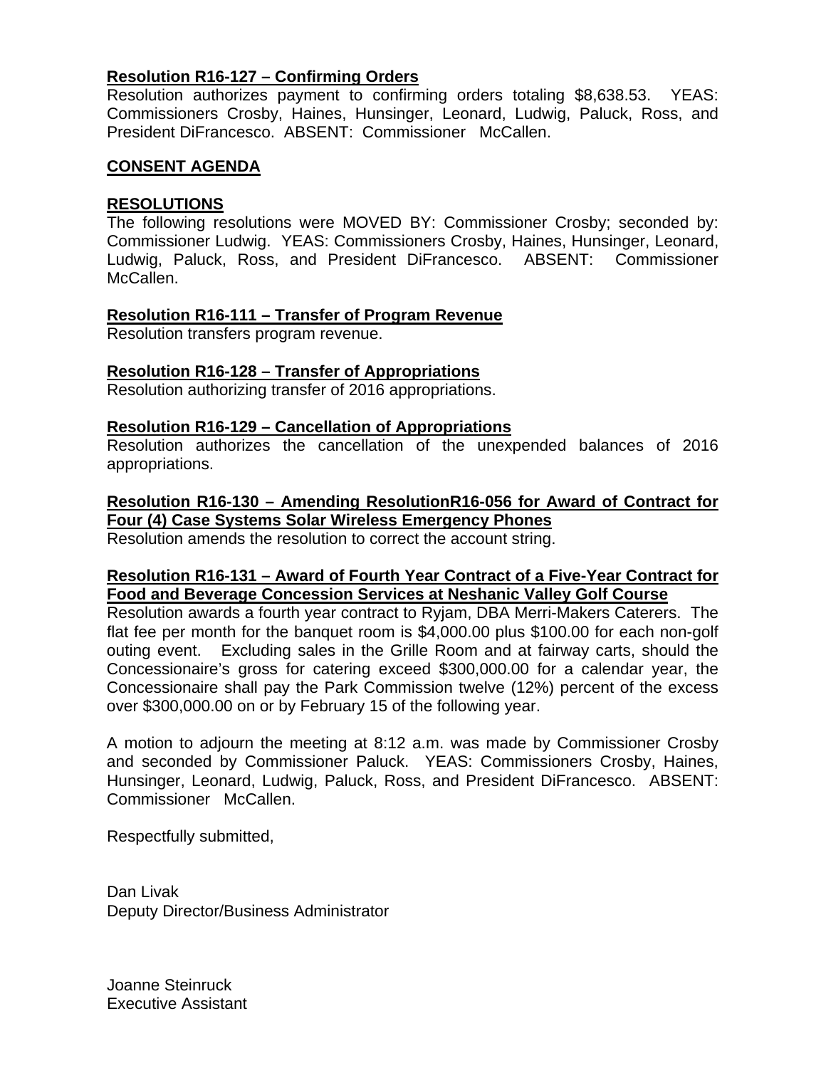**Resolution R16-127 – Confirming Orders**

Resolution authorizes payment to confirming orders totaling $8,638.53. YEAS: Commissioners Crosby, Haines, Hunsinger, Leonard, Ludwig, Paluck, Ross, and President DiFrancesco. ABSENT: Commissioner McCallen.

**CONSENT AGENDA**

**RESOLUTIONS**

The following resolutions were MOVED BY: Commissioner Crosby; seconded by: Commissioner Ludwig. YEAS: Commissioners Crosby, Haines, Hunsinger, Leonard, Ludwig, Paluck, Ross, and President DiFrancesco. ABSENT: Commissioner McCallen.

**Resolution R16-111 – Transfer of Program Revenue**

Resolution transfers program revenue.

**Resolution R16-128 – Transfer of Appropriations**

Resolution authorizing transfer of 2016 appropriations.

**Resolution R16-129 – Cancellation of Appropriations**

Resolution authorizes the cancellation of the unexpended balances of 2016 appropriations.

**Resolution R16-130 – Amending ResolutionR16-056 for Award of Contract for Four (4) Case Systems Solar Wireless Emergency Phones**

Resolution amends the resolution to correct the account string.

**Resolution R16-131 – Award of Fourth Year Contract of a Five-Year Contract for Food and Beverage Concession Services at Neshanic Valley Golf Course**

Resolution awards a fourth year contract to Ryjam, DBA Merri-Makers Caterers. The flat fee per month for the banquet room is $4,000.00 plus $100.00 for each non-golf outing event. Excluding sales in the Grille Room and at fairway carts, should the Concessionaire's gross for catering exceed $300,000.00 for a calendar year, the Concessionaire shall pay the Park Commission twelve (12%) percent of the excess over $300,000.00 on or by February 15 of the following year.

A motion to adjourn the meeting at 8:12 a.m. was made by Commissioner Crosby and seconded by Commissioner Paluck. YEAS: Commissioners Crosby, Haines, Hunsinger, Leonard, Ludwig, Paluck, Ross, and President DiFrancesco. ABSENT: Commissioner McCallen.

Respectfully submitted,

Dan Livak
Deputy Director/Business Administrator

Joanne Steinruck
Executive Assistant